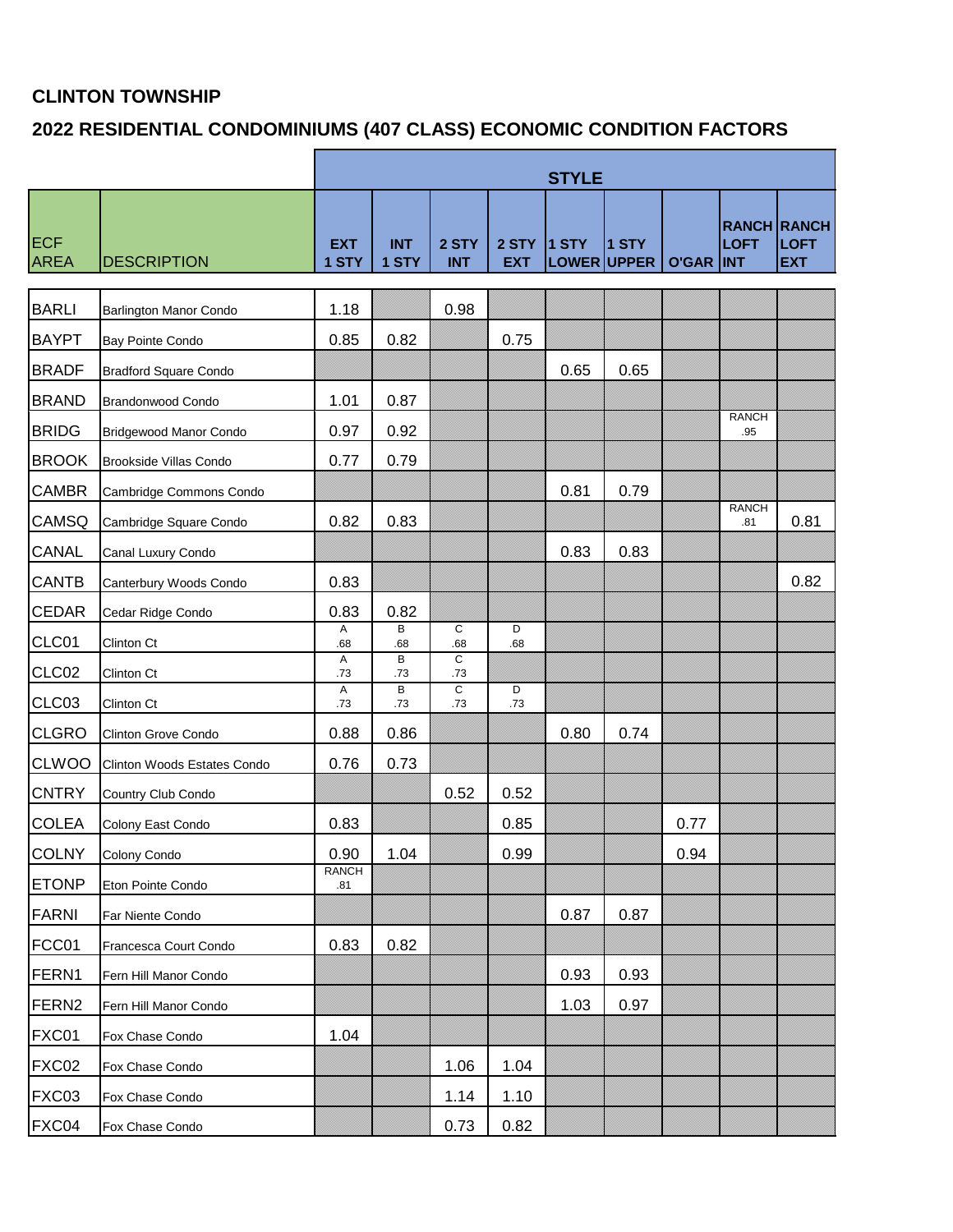## CLINTON TOWNSHIP

## 2022 RESIDENTIAL CONDOMINIUMS (407 CLASS) ECONOMIC CONDITION FACTORS

| ECF AREA | DESCRIPTION | STYLE | | | | | | | | |
|---|---|---|---|---|---|---|---|---|---|---|
| | | EXT 1 STY | INT 1 STY | 2 STY INT | 2 STY EXT | 1 STY LOWER | 1 STY UPPER | O'GAR | RANCH LOFT INT | RANCH LOFT EXT |
| BARLI | Barlington Manor Condo | 1.18 | | 0.98 | | | | | | |
| BAYPT | Bay Pointe Condo | 0.85 | 0.82 | | 0.75 | | | | | |
| BRADF | Bradford Square Condo | | | | | 0.65 | 0.65 | | | |
| BRAND | Brandonwood Condo | 1.01 | 0.87 | | | | | | | |
| BRIDG | Bridgewood Manor Condo | 0.97 | 0.92 | | | | | | RANCH .95 | |
| BROOK | Brookside Villas Condo | 0.77 | 0.79 | | | | | | | |
| CAMBR | Cambridge Commons Condo | | | | | 0.81 | 0.79 | | | |
| CAMSQ | Cambridge Square Condo | 0.82 | 0.83 | | | | | | RANCH .81 | 0.81 |
| CANAL | Canal Luxury Condo | | | | | 0.83 | 0.83 | | | |
| CANTB | Canterbury Woods Condo | 0.83 | | | | | | | | 0.82 |
| CEDAR | Cedar Ridge Condo | 0.83 | 0.82 | | | | | | | |
| CLC01 | Clinton Ct | A .68 | B .68 | C .68 | D .68 | | | | | |
| CLC02 | Clinton Ct | A .73 | B .73 | C .73 | | | | | | |
| CLC03 | Clinton Ct | A .73 | B .73 | C .73 | D .73 | | | | | |
| CLGRO | Clinton Grove Condo | 0.88 | 0.86 | | | 0.80 | 0.74 | | | |
| CLWOO | Clinton Woods Estates Condo | 0.76 | 0.73 | | | | | | | |
| CNTRY | Country Club Condo | | | 0.52 | 0.52 | | | | | |
| COLEA | Colony East Condo | 0.83 | | | 0.85 | | | 0.77 | | |
| COLNY | Colony Condo | 0.90 | 1.04 | | 0.99 | | | 0.94 | | |
| ETONP | Eton Pointe Condo | RANCH .81 | | | | | | | | |
| FARNI | Far Niente Condo | | | | | 0.87 | 0.87 | | | |
| FCC01 | Francesca Court Condo | 0.83 | 0.82 | | | | | | | |
| FERN1 | Fern Hill Manor Condo | | | | | 0.93 | 0.93 | | | |
| FERN2 | Fern Hill Manor Condo | | | | | 1.03 | 0.97 | | | |
| FXC01 | Fox Chase Condo | 1.04 | | | | | | | | |
| FXC02 | Fox Chase Condo | | | 1.06 | 1.04 | | | | | |
| FXC03 | Fox Chase Condo | | | 1.14 | 1.10 | | | | | |
| FXC04 | Fox Chase Condo | | | 0.73 | 0.82 | | | | | |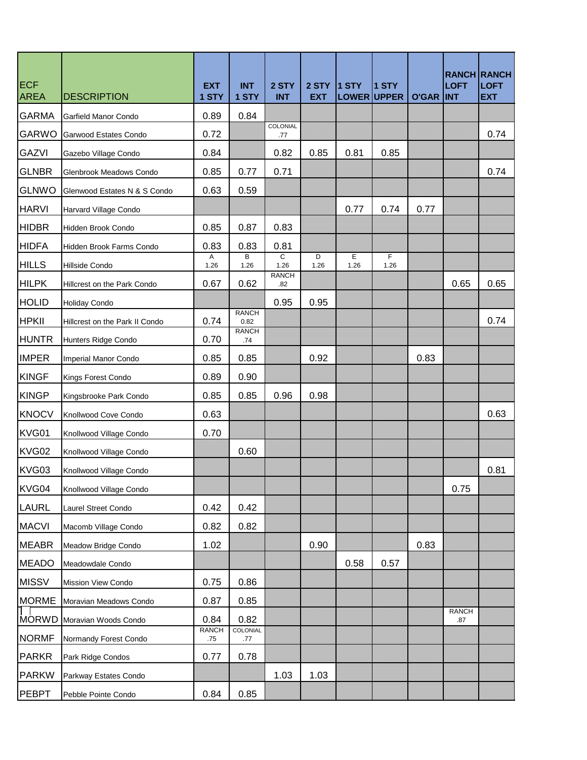| ECF AREA | DESCRIPTION | EXT 1 STY | INT 1 STY | 2 STY INT | 2 STY EXT | 1 STY LOWER | 1 STY UPPER | O'GAR | RANCH LOFT INT | RANCH LOFT EXT |
|---|---|---|---|---|---|---|---|---|---|---|
| GARMA | Garfield Manor Condo | 0.89 | 0.84 | | | | | | | |
| GARWO | Garwood Estates Condo | 0.72 | | COLONIAL .77 | | | | | | 0.74 |
| GAZVI | Gazebo Village Condo | 0.84 | | 0.82 | 0.85 | 0.81 | 0.85 | | | |
| GLNBR | Glenbrook Meadows Condo | 0.85 | 0.77 | 0.71 | | | | | | 0.74 |
| GLNWO | Glenwood Estates N & S Condo | 0.63 | 0.59 | | | | | | | |
| HARVI | Harvard Village Condo | | | | | 0.77 | 0.74 | 0.77 | | |
| HIDBR | Hidden Brook Condo | 0.85 | 0.87 | 0.83 | | | | | | |
| HIDFA | Hidden Brook Farms Condo | 0.83 | 0.83 | 0.81 | | | | | | |
| HILLS | Hillside Condo | A 1.26 | B 1.26 | C 1.26 | D 1.26 | E 1.26 | F 1.26 | | | |
| HILPK | Hillcrest on the Park Condo | 0.67 | 0.62 | RANCH .82 | | | | | 0.65 | 0.65 |
| HOLID | Holiday Condo | | | 0.95 | 0.95 | | | | | |
| HPKII | Hillcrest on the Park II Condo | 0.74 | RANCH 0.82 | | | | | | | 0.74 |
| HUNTR | Hunters Ridge Condo | 0.70 | RANCH .74 | | | | | | | |
| IMPER | Imperial Manor Condo | 0.85 | 0.85 | | 0.92 | | | 0.83 | | |
| KINGF | Kings Forest Condo | 0.89 | 0.90 | | | | | | | |
| KINGP | Kingsbrooke Park Condo | 0.85 | 0.85 | 0.96 | 0.98 | | | | | |
| KNOCV | Knollwood Cove Condo | 0.63 | | | | | | | | 0.63 |
| KVG01 | Knollwood Village Condo | 0.70 | | | | | | | | |
| KVG02 | Knollwood Village Condo | | 0.60 | | | | | | | |
| KVG03 | Knollwood Village Condo | | | | | | | | | 0.81 |
| KVG04 | Knollwood Village Condo | | | | | | | | 0.75 | |
| LAURL | Laurel Street Condo | 0.42 | 0.42 | | | | | | | |
| MACVI | Macomb Village Condo | 0.82 | 0.82 | | | | | | | |
| MEABR | Meadow Bridge Condo | 1.02 | | | 0.90 | | | 0.83 | | |
| MEADO | Meadowdale Condo | | | | | 0.58 | 0.57 | | | |
| MISSV | Mission View Condo | 0.75 | 0.86 | | | | | | | |
| MORME | Moravian Meadows Condo | 0.87 | 0.85 | | | | | | | |
| MORWD | Moravian Woods Condo | 0.84 | 0.82 | | | | | | RANCH .87 | |
| NORMF | Normandy Forest Condo | RANCH .75 | COLONIAL .77 | | | | | | | |
| PARKR | Park Ridge Condos | 0.77 | 0.78 | | | | | | | |
| PARKW | Parkway Estates Condo | | | 1.03 | 1.03 | | | | | |
| PEBPT | Pebble Pointe Condo | 0.84 | 0.85 | | | | | | | |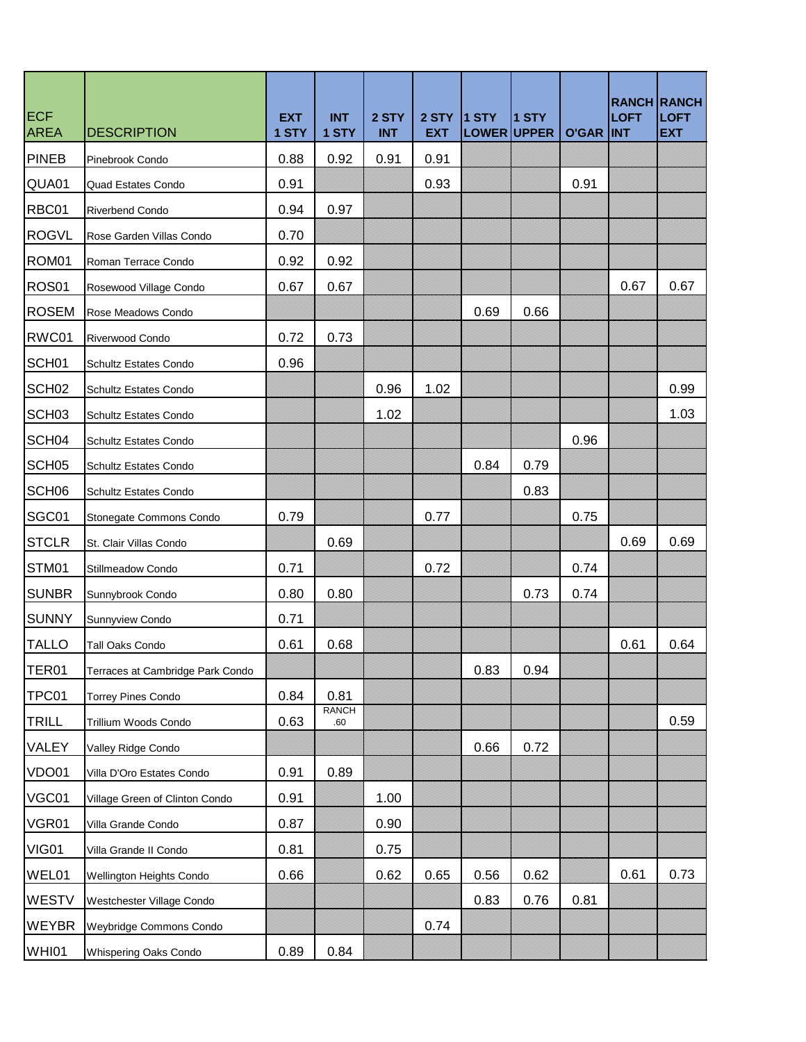| ECF AREA | DESCRIPTION | EXT 1 STY | INT 1 STY | 2 STY INT | 2 STY EXT | 1 STY LOWER | 1 STY UPPER | O'GAR | RANCH LOFT INT | RANCH LOFT EXT |
|---|---|---|---|---|---|---|---|---|---|---|
| PINEB | Pinebrook Condo | 0.88 | 0.92 | 0.91 | 0.91 | | | | | |
| QUA01 | Quad Estates Condo | 0.91 | | | 0.93 | | | 0.91 | | |
| RBC01 | Riverbend Condo | 0.94 | 0.97 | | | | | | | |
| ROGVL | Rose Garden Villas Condo | 0.70 | | | | | | | | |
| ROM01 | Roman Terrace Condo | 0.92 | 0.92 | | | | | | | |
| ROS01 | Rosewood Village Condo | 0.67 | 0.67 | | | | | | 0.67 | 0.67 |
| ROSEM | Rose Meadows Condo | | | | | 0.69 | 0.66 | | | |
| RWC01 | Riverwood Condo | 0.72 | 0.73 | | | | | | | |
| SCH01 | Schultz Estates Condo | 0.96 | | | | | | | | |
| SCH02 | Schultz Estates Condo | | | 0.96 | 1.02 | | | | | 0.99 |
| SCH03 | Schultz Estates Condo | | | 1.02 | | | | | | 1.03 |
| SCH04 | Schultz Estates Condo | | | | | | | 0.96 | | |
| SCH05 | Schultz Estates Condo | | | | | 0.84 | 0.79 | | | |
| SCH06 | Schultz Estates Condo | | | | | | 0.83 | | | |
| SGC01 | Stonegate Commons Condo | 0.79 | | | 0.77 | | | 0.75 | | |
| STCLR | St. Clair Villas Condo | | 0.69 | | | | | | 0.69 | 0.69 |
| STM01 | Stillmeadow Condo | 0.71 | | | 0.72 | | | 0.74 | | |
| SUNBR | Sunnybrook Condo | 0.80 | 0.80 | | | | 0.73 | 0.74 | | |
| SUNNY | Sunnyview Condo | 0.71 | | | | | | | | |
| TALLO | Tall Oaks Condo | 0.61 | 0.68 | | | | | | 0.61 | 0.64 |
| TER01 | Terraces at Cambridge Park Condo | | | | | 0.83 | 0.94 | | | |
| TPC01 | Torrey Pines Condo | 0.84 | 0.81 | | | | | | | |
| TRILL | Trillium Woods Condo | 0.63 | RANCH .60 | | | | | | | 0.59 |
| VALEY | Valley Ridge Condo | | | | | 0.66 | 0.72 | | | |
| VDO01 | Villa D'Oro Estates Condo | 0.91 | 0.89 | | | | | | | |
| VGC01 | Village Green of Clinton Condo | 0.91 | | 1.00 | | | | | | |
| VGR01 | Villa Grande Condo | 0.87 | | 0.90 | | | | | | |
| VIG01 | Villa Grande II Condo | 0.81 | | 0.75 | | | | | | |
| WEL01 | Wellington Heights Condo | 0.66 | | 0.62 | 0.65 | 0.56 | 0.62 | | 0.61 | 0.73 |
| WESTV | Westchester Village Condo | | | | | 0.83 | 0.76 | 0.81 | | |
| WEYBR | Weybridge Commons Condo | | | | 0.74 | | | | | |
| WHI01 | Whispering Oaks Condo | 0.89 | 0.84 | | | | | | | |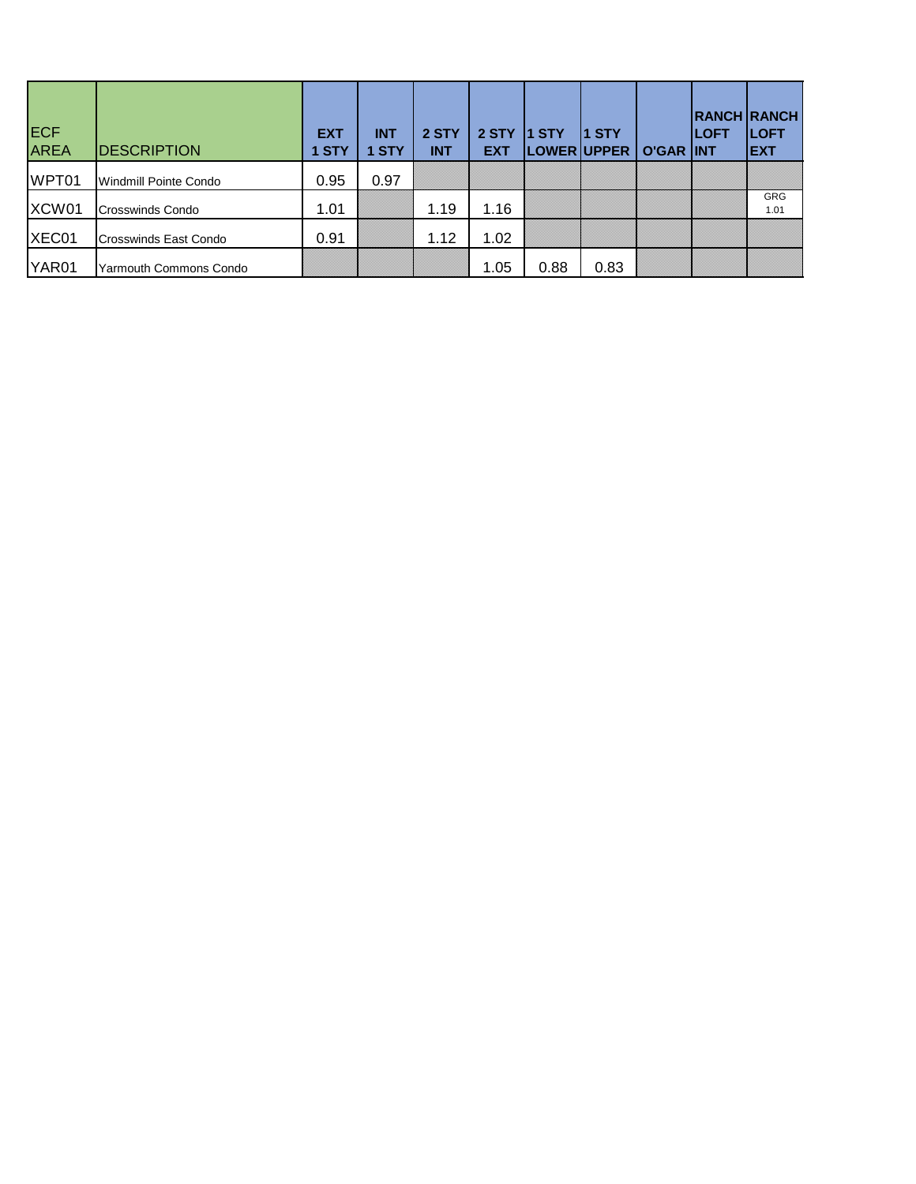| ECF AREA | DESCRIPTION | EXT 1 STY | INT 1 STY | 2 STY INT | 2 STY EXT | 1 STY LOWER | 1 STY UPPER | O'GAR | RANCH LOFT INT | RANCH LOFT EXT |
|---|---|---|---|---|---|---|---|---|---|---|
| WPT01 | Windmill Pointe Condo | 0.95 | 0.97 | | | | | | | |
| XCW01 | Crosswinds Condo | 1.01 | | 1.19 | 1.16 | | | | | GRG 1.01 |
| XEC01 | Crosswinds East Condo | 0.91 | | 1.12 | 1.02 | | | | | |
| YAR01 | Yarmouth Commons Condo | | | | 1.05 | 0.88 | 0.83 | | | |